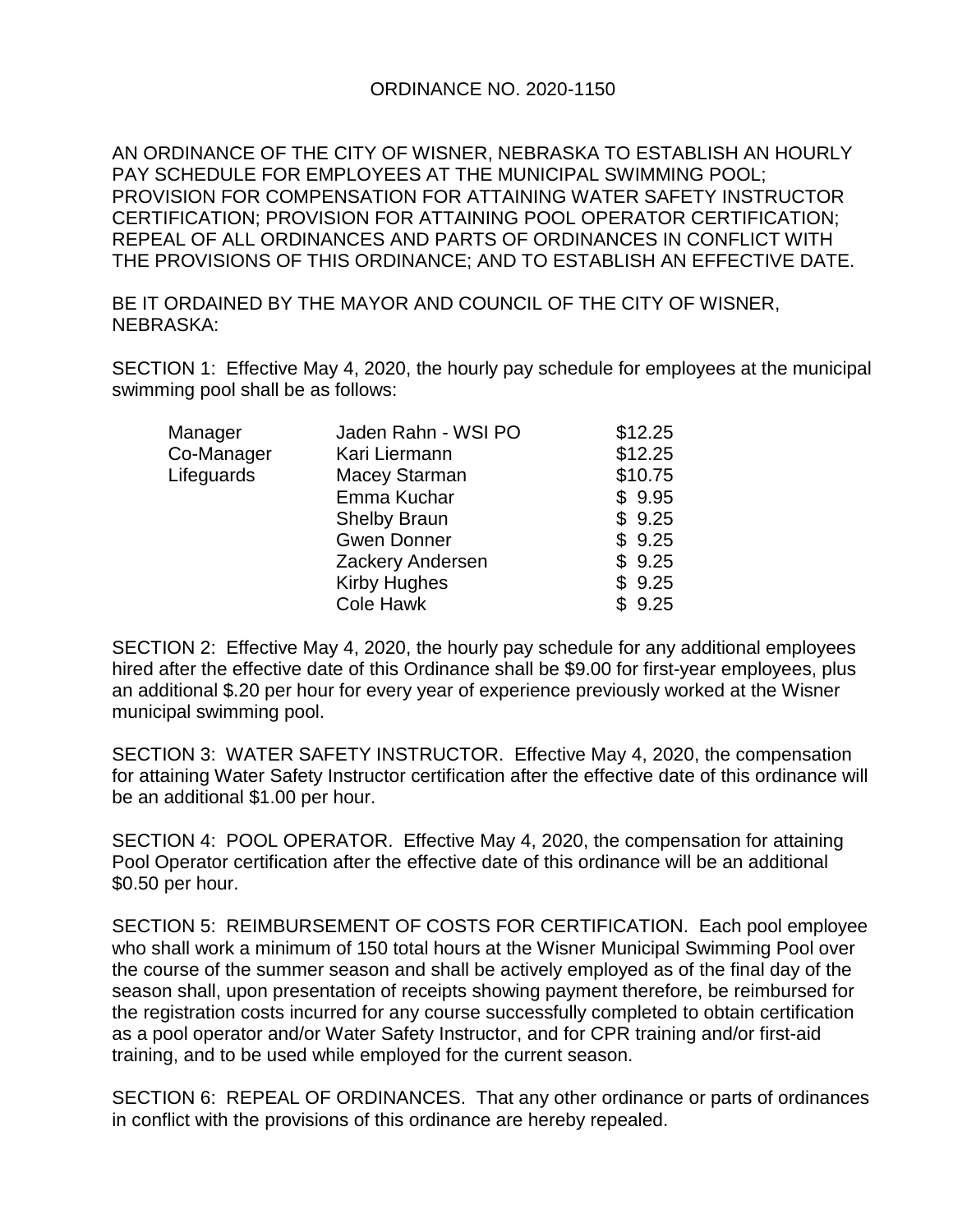# ORDINANCE NO. 2020-1150

AN ORDINANCE OF THE CITY OF WISNER, NEBRASKA TO ESTABLISH AN HOURLY PAY SCHEDULE FOR EMPLOYEES AT THE MUNICIPAL SWIMMING POOL; PROVISION FOR COMPENSATION FOR ATTAINING WATER SAFETY INSTRUCTOR CERTIFICATION; PROVISION FOR ATTAINING POOL OPERATOR CERTIFICATION; REPEAL OF ALL ORDINANCES AND PARTS OF ORDINANCES IN CONFLICT WITH THE PROVISIONS OF THIS ORDINANCE; AND TO ESTABLISH AN EFFECTIVE DATE.

BE IT ORDAINED BY THE MAYOR AND COUNCIL OF THE CITY OF WISNER, NEBRASKA:

SECTION 1: Effective May 4, 2020, the hourly pay schedule for employees at the municipal swimming pool shall be as follows:

| | | |
|---|---|---|
| Manager | Jaden Rahn - WSI PO | $12.25 |
| Co-Manager | Kari Liermann | $12.25 |
| Lifeguards | Macey Starman | $10.75 |
| | Emma Kuchar | $ 9.95 |
| | Shelby Braun | $ 9.25 |
| | Gwen Donner | $ 9.25 |
| | Zackery Andersen | $ 9.25 |
| | Kirby Hughes | $ 9.25 |
| | Cole Hawk | $ 9.25 |

SECTION 2: Effective May 4, 2020, the hourly pay schedule for any additional employees hired after the effective date of this Ordinance shall be $9.00 for first-year employees, plus an additional $.20 per hour for every year of experience previously worked at the Wisner municipal swimming pool.

SECTION 3: WATER SAFETY INSTRUCTOR. Effective May 4, 2020, the compensation for attaining Water Safety Instructor certification after the effective date of this ordinance will be an additional $1.00 per hour.

SECTION 4: POOL OPERATOR. Effective May 4, 2020, the compensation for attaining Pool Operator certification after the effective date of this ordinance will be an additional $0.50 per hour.

SECTION 5: REIMBURSEMENT OF COSTS FOR CERTIFICATION. Each pool employee who shall work a minimum of 150 total hours at the Wisner Municipal Swimming Pool over the course of the summer season and shall be actively employed as of the final day of the season shall, upon presentation of receipts showing payment therefore, be reimbursed for the registration costs incurred for any course successfully completed to obtain certification as a pool operator and/or Water Safety Instructor, and for CPR training and/or first-aid training, and to be used while employed for the current season.

SECTION 6: REPEAL OF ORDINANCES. That any other ordinance or parts of ordinances in conflict with the provisions of this ordinance are hereby repealed.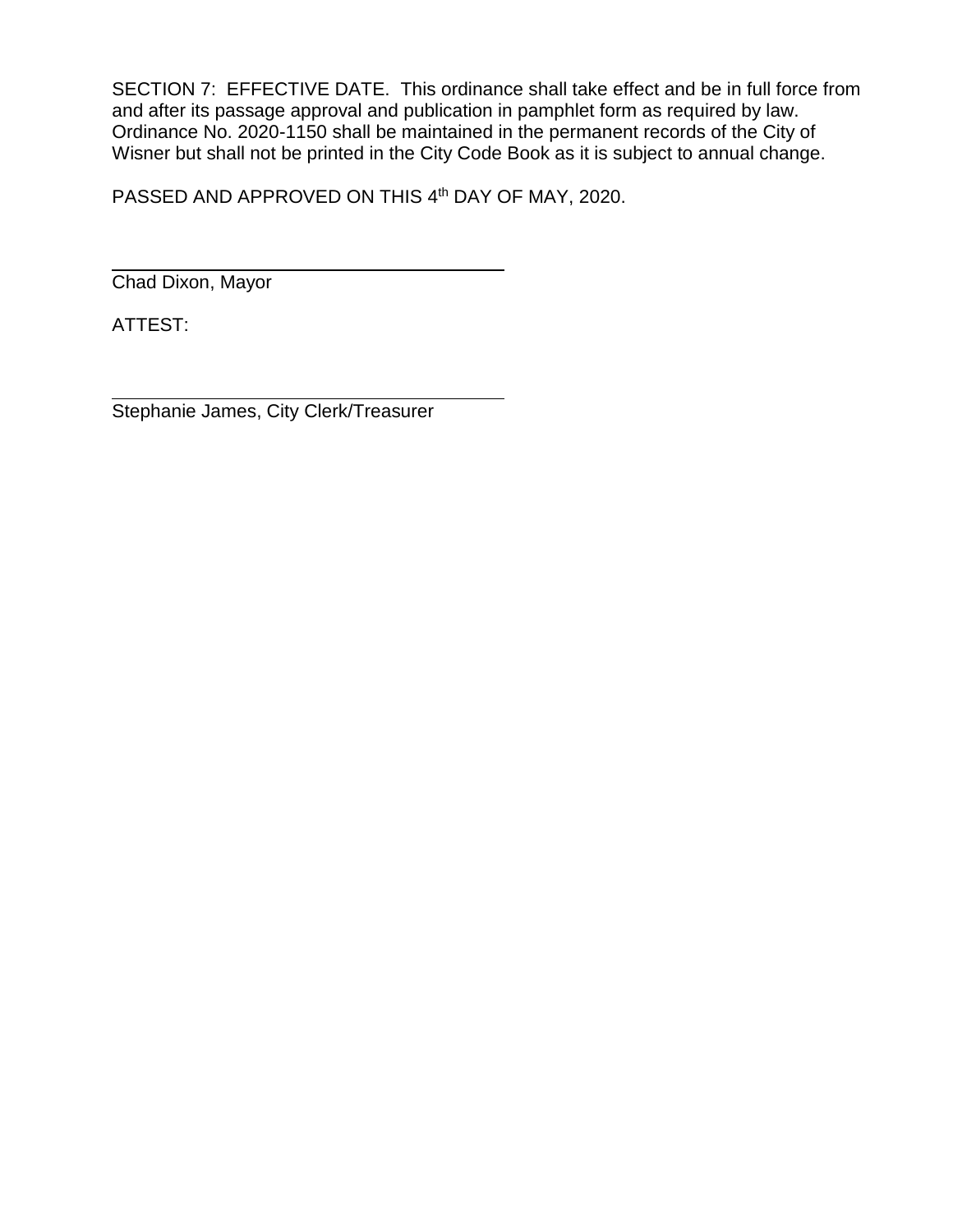SECTION 7: EFFECTIVE DATE. This ordinance shall take effect and be in full force from and after its passage approval and publication in pamphlet form as required by law. Ordinance No. 2020-1150 shall be maintained in the permanent records of the City of Wisner but shall not be printed in the City Code Book as it is subject to annual change.

PASSED AND APPROVED ON THIS 4th DAY OF MAY, 2020.

\_\_\_\_\_\_\_\_\_\_\_\_\_\_\_\_\_\_\_\_\_\_\_\_\_\_\_\_\_\_\_\_\_\_\_\_\_\_\_\_

Chad Dixon, Mayor

ATTEST:

\_\_\_\_\_\_\_\_\_\_\_\_\_\_\_\_\_\_\_\_\_\_\_\_\_\_\_\_\_\_\_\_\_\_\_\_\_\_\_\_

Stephanie James, City Clerk/Treasurer